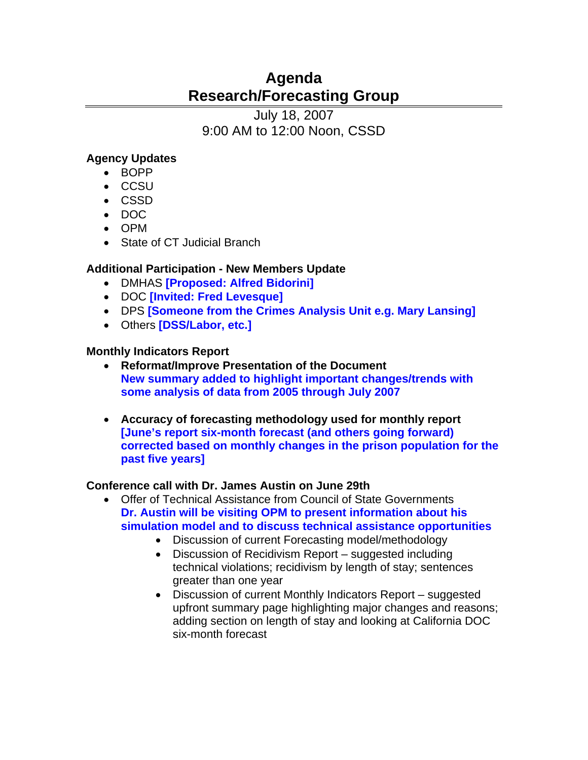# Agenda
# Research/Forecasting Group

July 18, 2007
9:00 AM to 12:00 Noon, CSSD

**Agency Updates**

- BOPP
- CCSU
- CSSD
- DOC
- OPM
- State of CT Judicial Branch

**Additional Participation - New Members Update**

- DMHAS **[Proposed: Alfred Bidorini]**
- DOC **[Invited: Fred Levesque]**
- DPS **[Someone from the Crimes Analysis Unit e.g. Mary Lansing]**
- Others **[DSS/Labor, etc.]**

**Monthly Indicators Report**

- **Reformat/Improve Presentation of the Document**
  **New summary added to highlight important changes/trends with some analysis of data from 2005 through July 2007**

- **Accuracy of forecasting methodology used for monthly report**
  **[June's report six-month forecast (and others going forward) corrected based on monthly changes in the prison population for the past five years]**

**Conference call with Dr. James Austin on June 29th**

- Offer of Technical Assistance from Council of State Governments
  **Dr. Austin will be visiting OPM to present information about his simulation model and to discuss technical assistance opportunities**
  - Discussion of current Forecasting model/methodology
  - Discussion of Recidivism Report – suggested including technical violations; recidivism by length of stay; sentences greater than one year
  - Discussion of current Monthly Indicators Report – suggested upfront summary page highlighting major changes and reasons; adding section on length of stay and looking at California DOC six-month forecast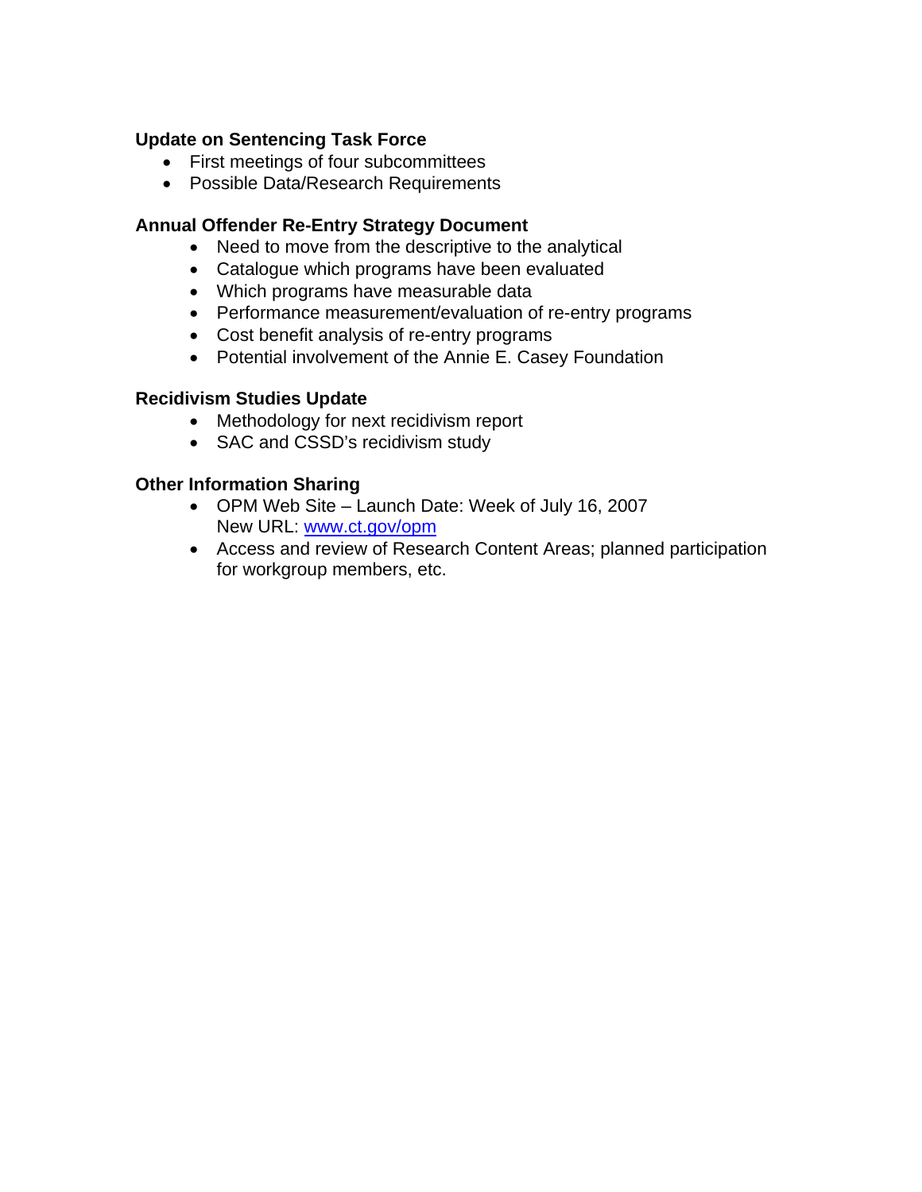**Update on Sentencing Task Force**

- First meetings of four subcommittees
- Possible Data/Research Requirements

**Annual Offender Re-Entry Strategy Document**

- Need to move from the descriptive to the analytical
- Catalogue which programs have been evaluated
- Which programs have measurable data
- Performance measurement/evaluation of re-entry programs
- Cost benefit analysis of re-entry programs
- Potential involvement of the Annie E. Casey Foundation

**Recidivism Studies Update**

- Methodology for next recidivism report
- SAC and CSSD's recidivism study

**Other Information Sharing**

- OPM Web Site – Launch Date: Week of July 16, 2007
  New URL: www.ct.gov/opm
- Access and review of Research Content Areas; planned participation for workgroup members, etc.